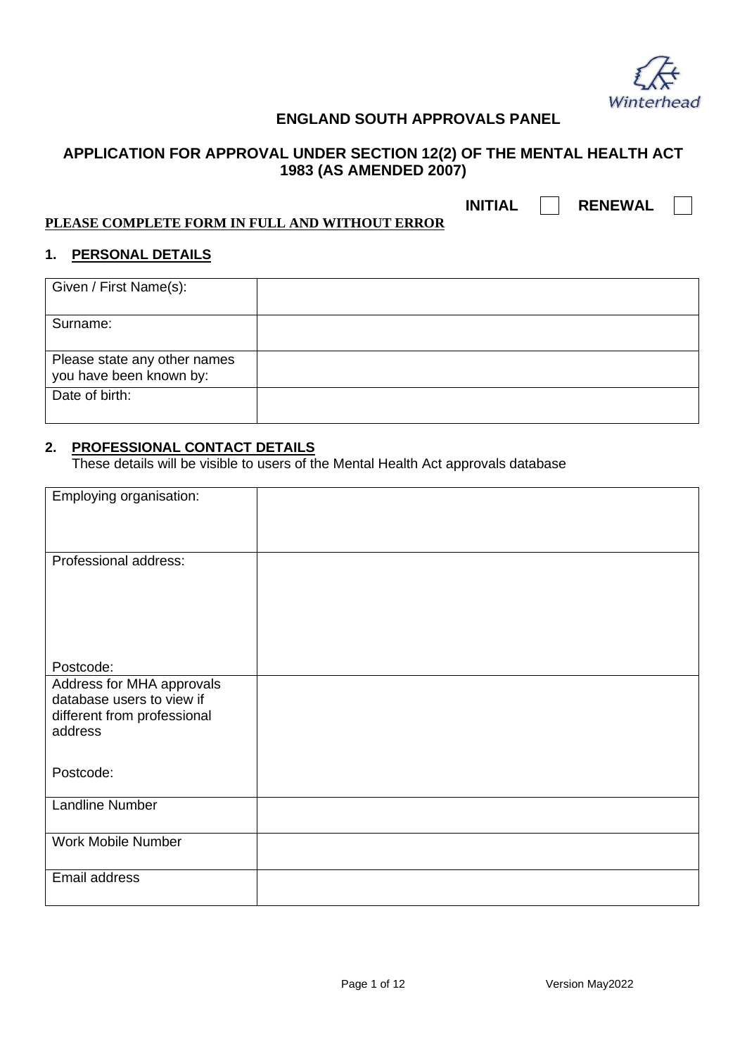Winterhead

## ENGLAND SOUTH APPROVALS PANEL

## APPLICATION FOR APPROVAL UNDER SECTION 12(2) OF THE MENTAL HEALTH ACT 1983 (AS AMENDED 2007)

**INITIAL** ☐ **RENEWAL** ☐

**PLEASE COMPLETE FORM IN FULL AND WITHOUT ERROR**

### 1. PERSONAL DETAILS

| | |
|---|---|
| Given / First Name(s): | |
| Surname: | |
| Please state any other names you have been known by: | |
| Date of birth: | |

### 2. PROFESSIONAL CONTACT DETAILS

These details will be visible to users of the Mental Health Act approvals database

| | |
|---|---|
| Employing organisation: | |
| Professional address:<br><br>Postcode: | |
| Address for MHA approvals database users to view if different from professional address<br><br>Postcode: | |
| Landline Number | |
| Work Mobile Number | |
| Email address | |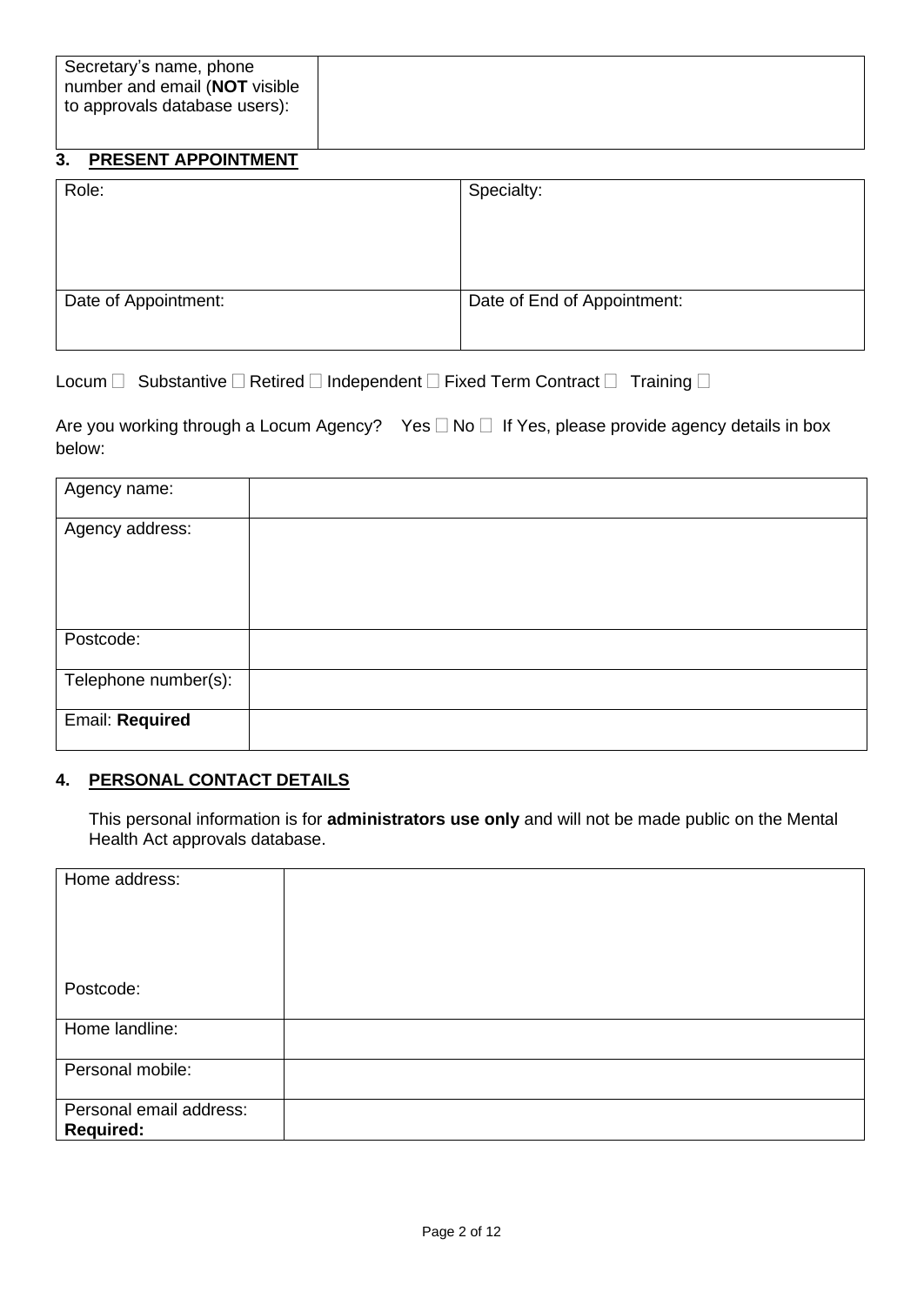| Secretary's name, phone number and email (**NOT** visible to approvals database users): | |
|---|---|

## 3. PRESENT APPOINTMENT

| Role: | Specialty: |
|---|---|
| Date of Appointment: | Date of End of Appointment: |

Locum ☐ Substantive ☐ Retired ☐ Independent ☐ Fixed Term Contract ☐ Training ☐

Are you working through a Locum Agency? Yes ☐ No ☐ If Yes, please provide agency details in box below:

| Agency name: | |
|---|---|
| Agency address: | |
| Postcode: | |
| Telephone number(s): | |
| Email: **Required** | |

## 4. PERSONAL CONTACT DETAILS

This personal information is for **administrators use only** and will not be made public on the Mental Health Act approvals database.

| Home address:<br><br>Postcode: | |
|---|---|
| Home landline: | |
| Personal mobile: | |
| Personal email address: **Required:** | |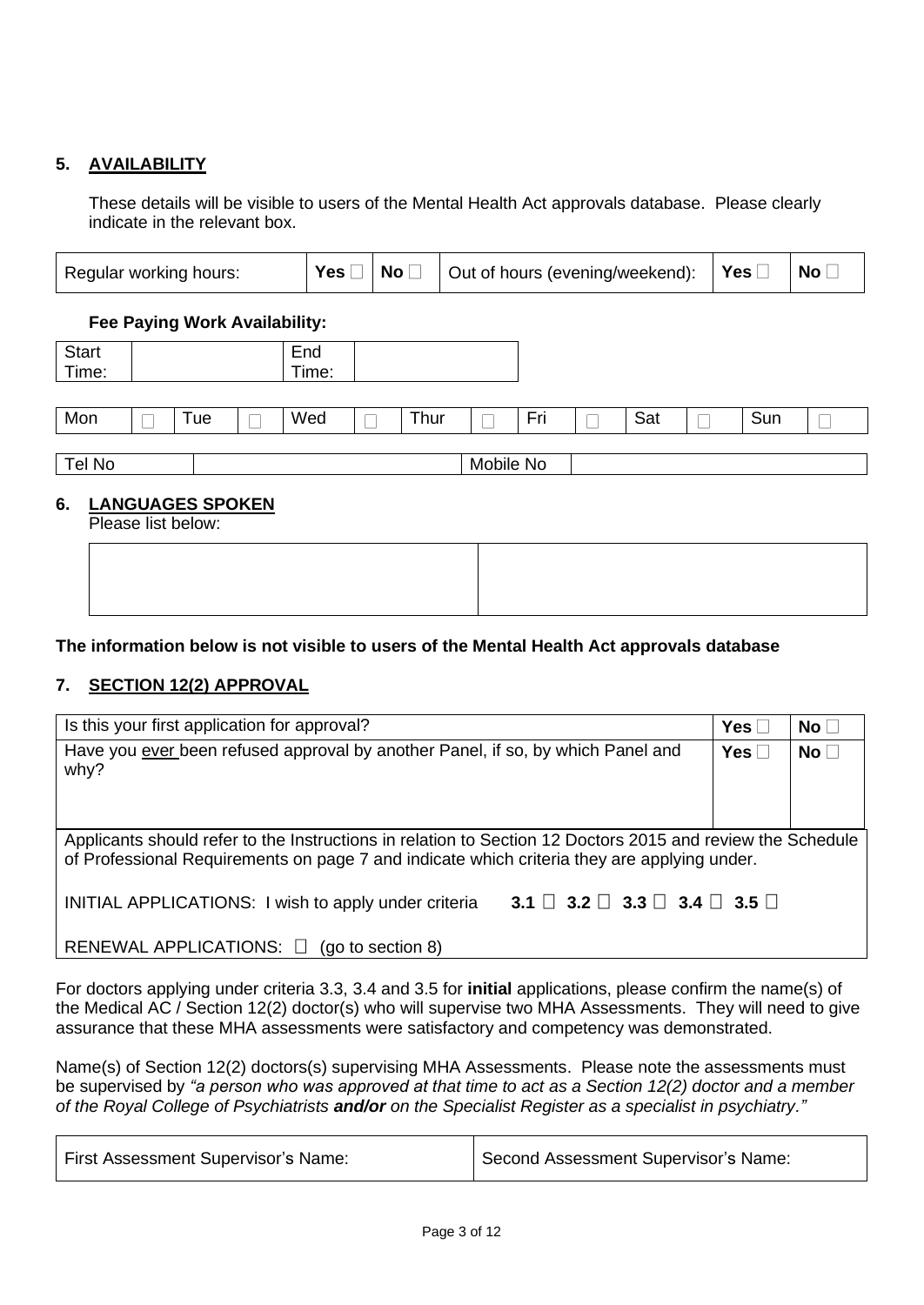## 5. AVAILABILITY

These details will be visible to users of the Mental Health Act approvals database. Please clearly indicate in the relevant box.

| Regular working hours: | Yes ☐ | No ☐ | Out of hours (evening/weekend): | Yes ☐ | No ☐ |
|---|---|---|---|---|---|

**Fee Paying Work Availability:**

| Start Time: | | End Time: | |
|---|---|---|---|

| Mon | ☐ | Tue | ☐ | Wed | ☐ | Thur | ☐ | Fri | ☐ | Sat | ☐ | Sun | ☐ |
|---|---|---|---|---|---|---|---|---|---|---|---|---|---|

| Tel No | | Mobile No | |
|---|---|---|---|

## 6. LANGUAGES SPOKEN

Please list below:

| | |
|---|---|
| | |

**The information below is not visible to users of the Mental Health Act approvals database**

## 7. SECTION 12(2) APPROVAL

| | | |
|---|---|---|
| Is this your first application for approval? | **Yes** ☐ | **No** ☐ |
| Have you ever been refused approval by another Panel, if so, by which Panel and why? | **Yes** ☐ | **No** ☐ |

Applicants should refer to the Instructions in relation to Section 12 Doctors 2015 and review the Schedule of Professional Requirements on page 7 and indicate which criteria they are applying under.

INITIAL APPLICATIONS: I wish to apply under criteria **3.1** ☐ **3.2** ☐ **3.3** ☐ **3.4** ☐ **3.5** ☐

RENEWAL APPLICATIONS: ☐ (go to section 8)

For doctors applying under criteria 3.3, 3.4 and 3.5 for **initial** applications, please confirm the name(s) of the Medical AC / Section 12(2) doctor(s) who will supervise two MHA Assessments. They will need to give assurance that these MHA assessments were satisfactory and competency was demonstrated.

Name(s) of Section 12(2) doctors(s) supervising MHA Assessments. Please note the assessments must be supervised by *"a person who was approved at that time to act as a Section 12(2) doctor and a member of the Royal College of Psychiatrists **and/or** on the Specialist Register as a specialist in psychiatry."*

| First Assessment Supervisor's Name: | Second Assessment Supervisor's Name: |
|---|---|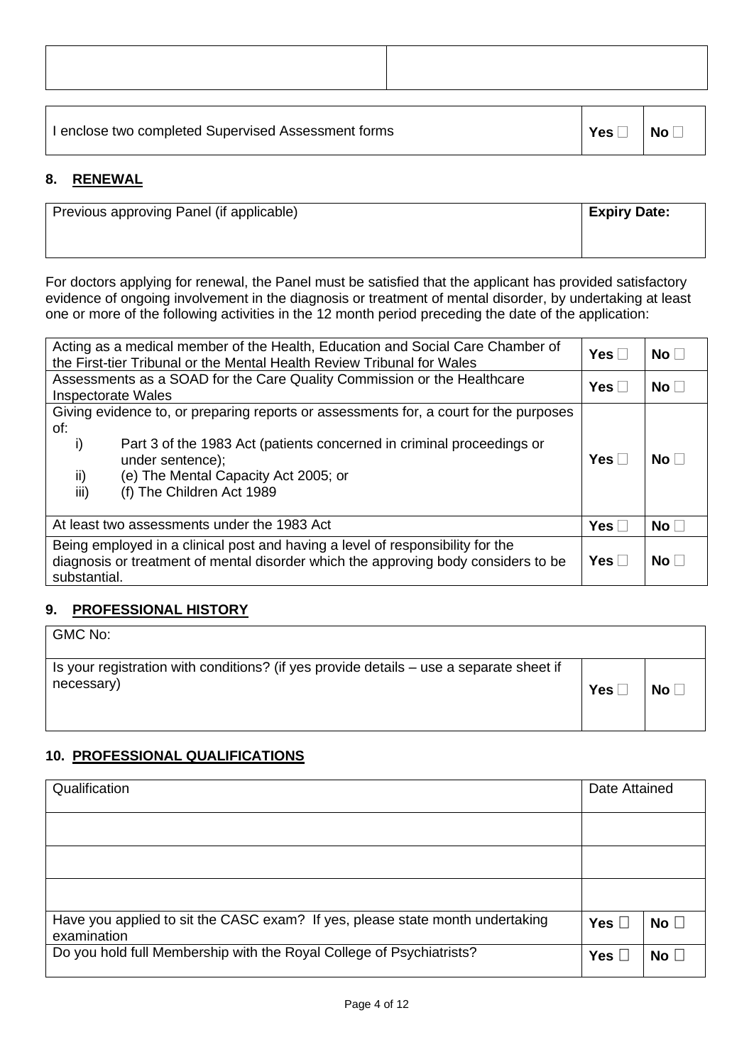| | |
|---|---|
| | |

| I enclose two completed Supervised Assessment forms | **Yes** ☐ | **No** ☐ |
|---|---|---|

## 8. RENEWAL

| Previous approving Panel (if applicable) | **Expiry Date:** |
|---|---|
| | |

For doctors applying for renewal, the Panel must be satisfied that the applicant has provided satisfactory evidence of ongoing involvement in the diagnosis or treatment of mental disorder, by undertaking at least one or more of the following activities in the 12 month period preceding the date of the application:

| | | |
|---|---|---|
| Acting as a medical member of the Health, Education and Social Care Chamber of the First-tier Tribunal or the Mental Health Review Tribunal for Wales | **Yes** ☐ | **No** ☐ |
| Assessments as a SOAD for the Care Quality Commission or the Healthcare Inspectorate Wales | **Yes** ☐ | **No** ☐ |
| Giving evidence to, or preparing reports or assessments for, a court for the purposes of:<br>i) Part 3 of the 1983 Act (patients concerned in criminal proceedings or under sentence);<br>ii) (e) The Mental Capacity Act 2005; or<br>iii) (f) The Children Act 1989 | **Yes** ☐ | **No** ☐ |
| At least two assessments under the 1983 Act | **Yes** ☐ | **No** ☐ |
| Being employed in a clinical post and having a level of responsibility for the diagnosis or treatment of mental disorder which the approving body considers to be substantial. | **Yes** ☐ | **No** ☐ |

## 9. PROFESSIONAL HISTORY

| GMC No: | | |
|---|---|---|
| Is your registration with conditions? (if yes provide details – use a separate sheet if necessary) | **Yes** ☐ | **No** ☐ |

## 10. PROFESSIONAL QUALIFICATIONS

| Qualification | Date Attained | |
|---|---|---|
| | | |
| | | |
| | | |
| Have you applied to sit the CASC exam? If yes, please state month undertaking examination | **Yes** ☐ | **No** ☐ |
| Do you hold full Membership with the Royal College of Psychiatrists? | **Yes** ☐ | **No** ☐ |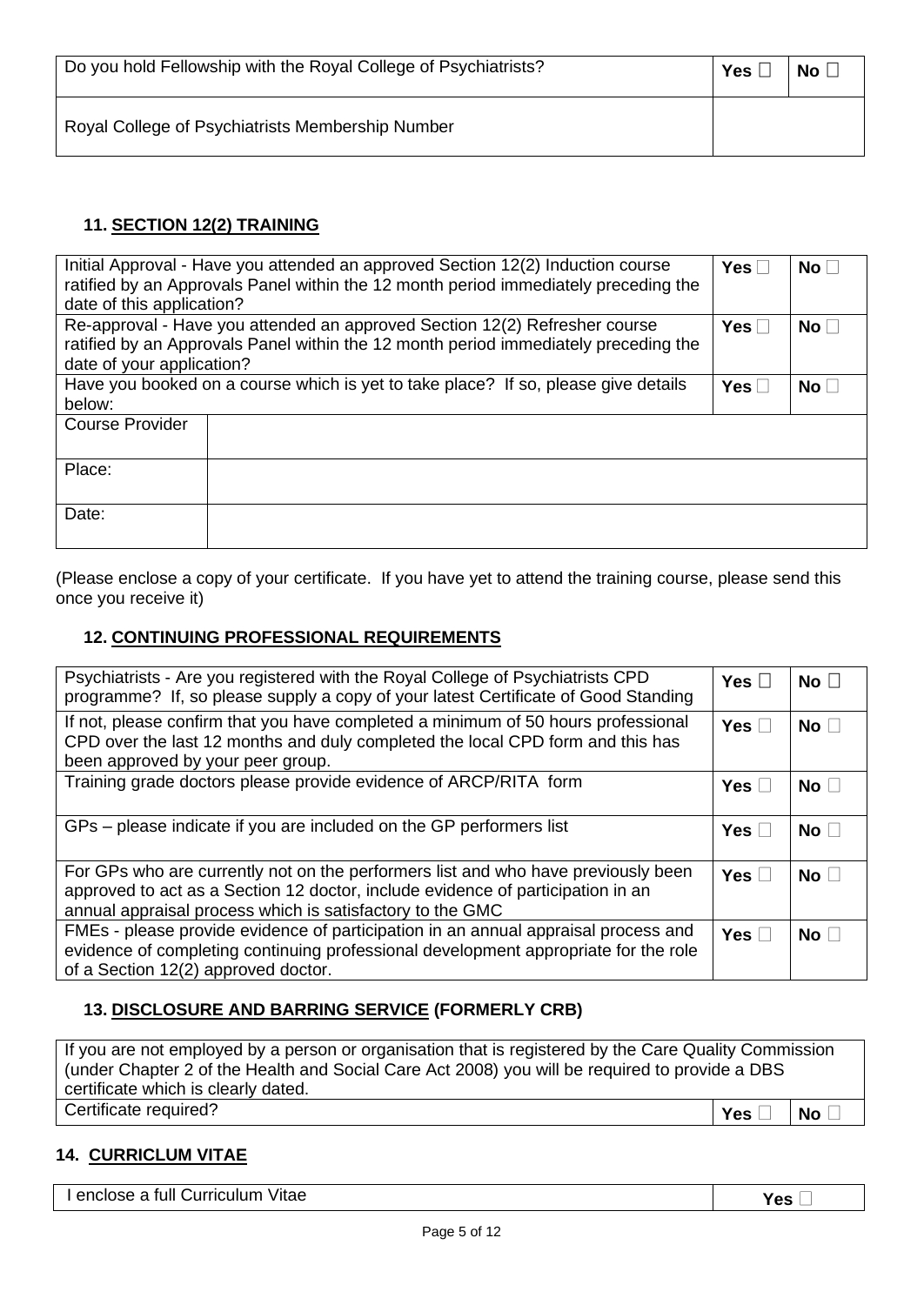| Do you hold Fellowship with the Royal College of Psychiatrists? | **Yes** ☐ | **No** ☐ |
|---|---|---|
| Royal College of Psychiatrists Membership Number | | |

### 11. SECTION 12(2) TRAINING

| Initial Approval - Have you attended an approved Section 12(2) Induction course ratified by an Approvals Panel within the 12 month period immediately preceding the date of this application? | | **Yes** ☐ | **No** ☐ |
|---|---|---|---|
| Re-approval - Have you attended an approved Section 12(2) Refresher course ratified by an Approvals Panel within the 12 month period immediately preceding the date of your application? | | **Yes** ☐ | **No** ☐ |
| Have you booked on a course which is yet to take place? If so, please give details below: | | **Yes** ☐ | **No** ☐ |
| Course Provider | | | |
| Place: | | | |
| Date: | | | |

(Please enclose a copy of your certificate. If you have yet to attend the training course, please send this once you receive it)

### 12. CONTINUING PROFESSIONAL REQUIREMENTS

| Psychiatrists - Are you registered with the Royal College of Psychiatrists CPD programme? If, so please supply a copy of your latest Certificate of Good Standing | **Yes** ☐ | **No** ☐ |
|---|---|---|
| If not, please confirm that you have completed a minimum of 50 hours professional CPD over the last 12 months and duly completed the local CPD form and this has been approved by your peer group. | **Yes** ☐ | **No** ☐ |
| Training grade doctors please provide evidence of ARCP/RITA form | **Yes** ☐ | **No** ☐ |
| GPs – please indicate if you are included on the GP performers list | **Yes** ☐ | **No** ☐ |
| For GPs who are currently not on the performers list and who have previously been approved to act as a Section 12 doctor, include evidence of participation in an annual appraisal process which is satisfactory to the GMC | **Yes** ☐ | **No** ☐ |
| FMEs - please provide evidence of participation in an annual appraisal process and evidence of completing continuing professional development appropriate for the role of a Section 12(2) approved doctor. | **Yes** ☐ | **No** ☐ |

### 13. DISCLOSURE AND BARRING SERVICE (FORMERLY CRB)

| If you are not employed by a person or organisation that is registered by the Care Quality Commission (under Chapter 2 of the Health and Social Care Act 2008) you will be required to provide a DBS certificate which is clearly dated. | | |
|---|---|---|
| Certificate required? | **Yes** ☐ | **No** ☐ |

### 14. CURRICLUM VITAE

| I enclose a full Curriculum Vitae | **Yes** ☐ |
|---|---|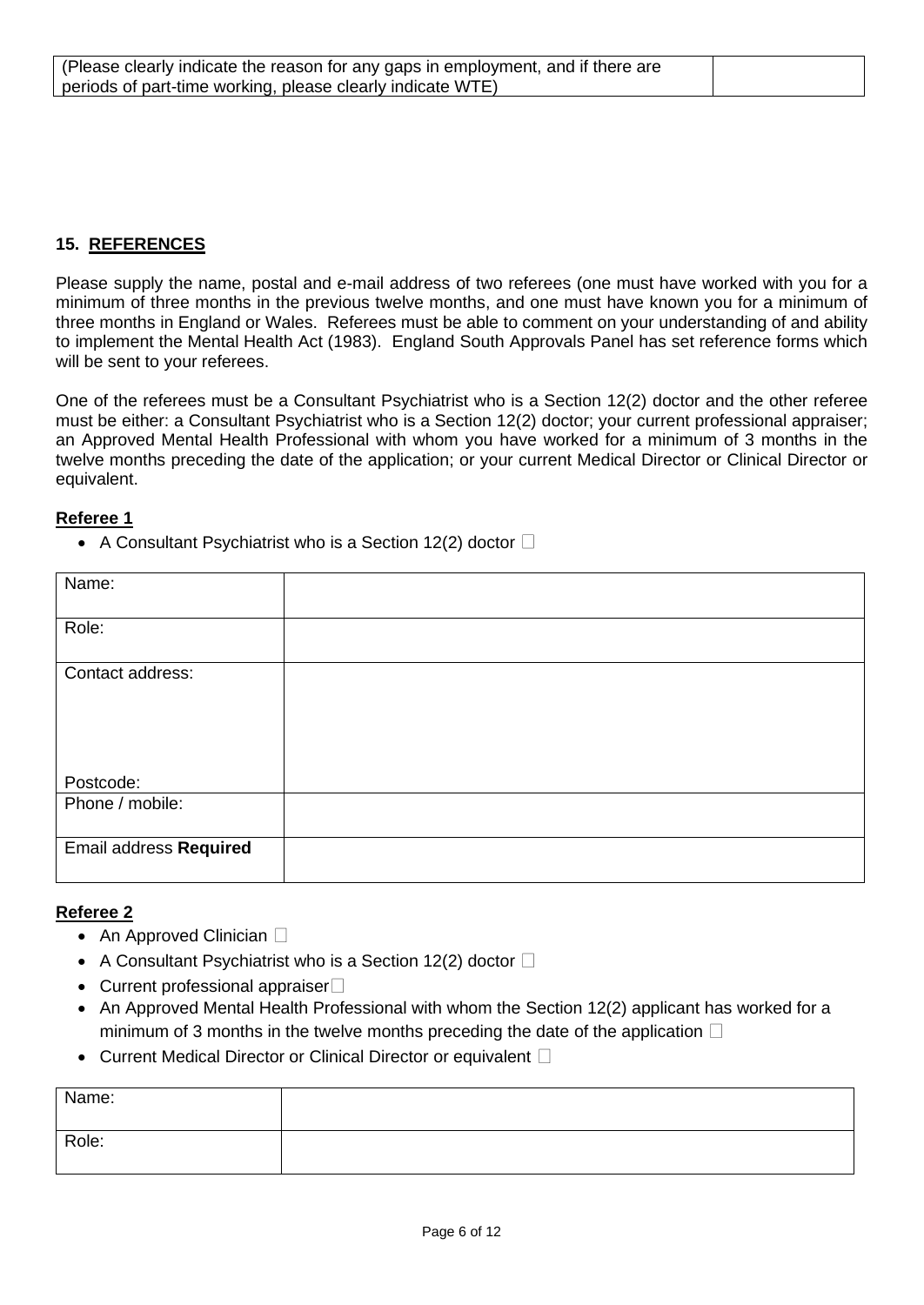| (Please clearly indicate the reason for any gaps in employment, and if there are periods of part-time working, please clearly indicate WTE) | |
|---|---|

## 15. REFERENCES

Please supply the name, postal and e-mail address of two referees (one must have worked with you for a minimum of three months in the previous twelve months, and one must have known you for a minimum of three months in England or Wales. Referees must be able to comment on your understanding of and ability to implement the Mental Health Act (1983). England South Approvals Panel has set reference forms which will be sent to your referees.

One of the referees must be a Consultant Psychiatrist who is a Section 12(2) doctor and the other referee must be either: a Consultant Psychiatrist who is a Section 12(2) doctor; your current professional appraiser; an Approved Mental Health Professional with whom you have worked for a minimum of 3 months in the twelve months preceding the date of the application; or your current Medical Director or Clinical Director or equivalent.

### Referee 1

- A Consultant Psychiatrist who is a Section 12(2) doctor ☐

| Name: | |
|---|---|
| Role: | |
| Contact address:<br><br><br><br>Postcode: | |
| Phone / mobile: | |
| Email address **Required** | |

### Referee 2

- An Approved Clinician ☐
- A Consultant Psychiatrist who is a Section 12(2) doctor ☐
- Current professional appraiser ☐
- An Approved Mental Health Professional with whom the Section 12(2) applicant has worked for a minimum of 3 months in the twelve months preceding the date of the application ☐
- Current Medical Director or Clinical Director or equivalent ☐

| Name: | |
|---|---|
| Role: | |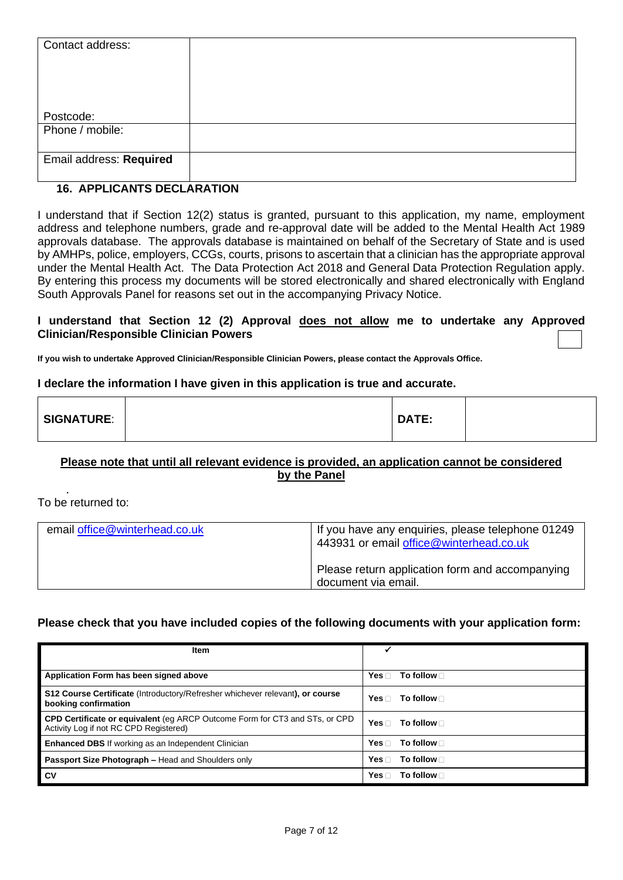| Contact address:<br><br><br><br>Postcode: | |
|---|---|
| Phone / mobile: | |
| Email address: **Required** | |

## 16. APPLICANTS DECLARATION

I understand that if Section 12(2) status is granted, pursuant to this application, my name, employment address and telephone numbers, grade and re-approval date will be added to the Mental Health Act 1989 approvals database. The approvals database is maintained on behalf of the Secretary of State and is used by AMHPs, police, employers, CCGs, courts, prisons to ascertain that a clinician has the appropriate approval under the Mental Health Act. The Data Protection Act 2018 and General Data Protection Regulation apply. By entering this process my documents will be stored electronically and shared electronically with England South Approvals Panel for reasons set out in the accompanying Privacy Notice.

**I understand that Section 12 (2) Approval <u>does not allow</u> me to undertake any Approved Clinician/Responsible Clinician Powers** ☐

**If you wish to undertake Approved Clinician/Responsible Clinician Powers, please contact the Approvals Office.**

**I declare the information I have given in this application is true and accurate.**

| **SIGNATURE**: | | **DATE:** | |
|---|---|---|---|

**<u>Please note that until all relevant evidence is provided, an application cannot be considered by the Panel</u>**

To be returned to:

| email office@winterhead.co.uk | If you have any enquiries, please telephone 01249 443931 or email office@winterhead.co.uk<br><br>Please return application form and accompanying document via email. |
|---|---|

**Please check that you have included copies of the following documents with your application form:**

| **Item** | ✓ |
|---|---|
| **Application Form has been signed above** | **Yes** ☐ **To follow** ☐ |
| **S12 Course Certificate** (Introductory/Refresher whichever relevant**), or course booking confirmation** | **Yes** ☐ **To follow** ☐ |
| **CPD Certificate or equivalent** (eg ARCP Outcome Form for CT3 and STs, or CPD Activity Log if not RC CPD Registered) | **Yes** ☐ **To follow** ☐ |
| **Enhanced DBS** If working as an Independent Clinician | **Yes** ☐ **To follow** ☐ |
| **Passport Size Photograph –** Head and Shoulders only | **Yes** ☐ **To follow** ☐ |
| **CV** | **Yes** ☐ **To follow** ☐ |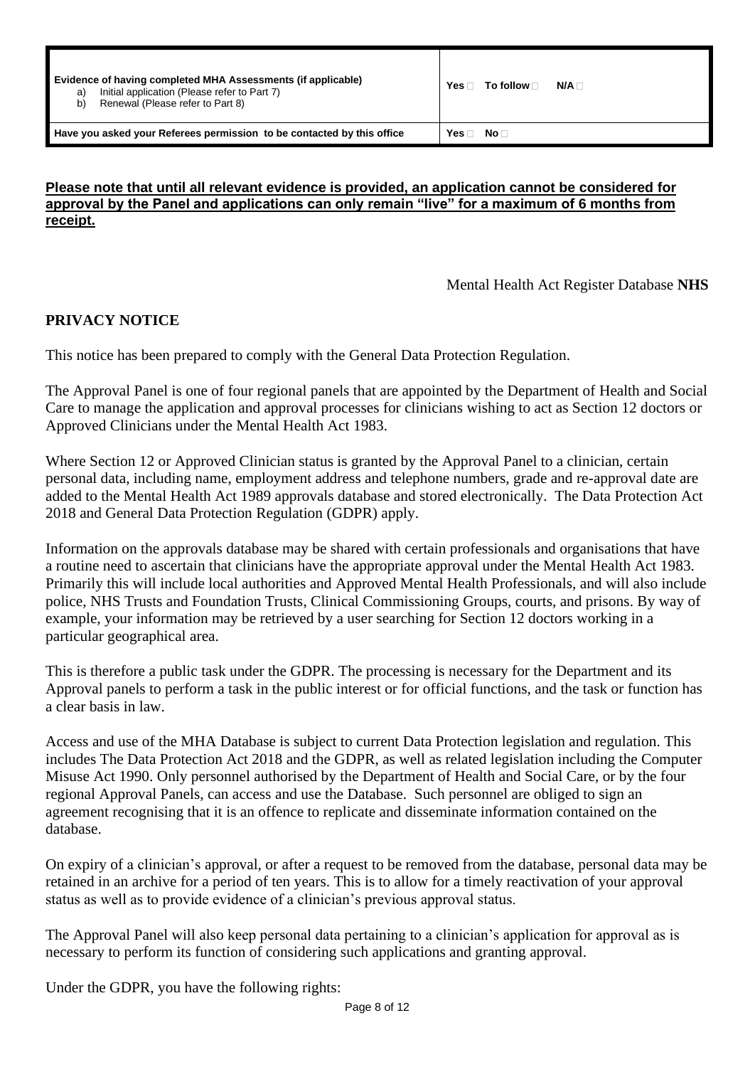| Evidence of having completed MHA Assessments (if applicable)<br>a) Initial application (Please refer to Part 7)<br>b) Renewal (Please refer to Part 8) | Yes ☐ To follow ☐ N/A ☐ |
|---|---|
| Have you asked your Referees permission to be contacted by this office | Yes ☐ No ☐ |

**Please note that until all relevant evidence is provided, an application cannot be considered for approval by the Panel and applications can only remain "live" for a maximum of 6 months from receipt.**

Mental Health Act Register Database **NHS**

## PRIVACY NOTICE

This notice has been prepared to comply with the General Data Protection Regulation.

The Approval Panel is one of four regional panels that are appointed by the Department of Health and Social Care to manage the application and approval processes for clinicians wishing to act as Section 12 doctors or Approved Clinicians under the Mental Health Act 1983.

Where Section 12 or Approved Clinician status is granted by the Approval Panel to a clinician, certain personal data, including name, employment address and telephone numbers, grade and re-approval date are added to the Mental Health Act 1989 approvals database and stored electronically. The Data Protection Act 2018 and General Data Protection Regulation (GDPR) apply.

Information on the approvals database may be shared with certain professionals and organisations that have a routine need to ascertain that clinicians have the appropriate approval under the Mental Health Act 1983. Primarily this will include local authorities and Approved Mental Health Professionals, and will also include police, NHS Trusts and Foundation Trusts, Clinical Commissioning Groups, courts, and prisons. By way of example, your information may be retrieved by a user searching for Section 12 doctors working in a particular geographical area.

This is therefore a public task under the GDPR. The processing is necessary for the Department and its Approval panels to perform a task in the public interest or for official functions, and the task or function has a clear basis in law.

Access and use of the MHA Database is subject to current Data Protection legislation and regulation. This includes The Data Protection Act 2018 and the GDPR, as well as related legislation including the Computer Misuse Act 1990. Only personnel authorised by the Department of Health and Social Care, or by the four regional Approval Panels, can access and use the Database. Such personnel are obliged to sign an agreement recognising that it is an offence to replicate and disseminate information contained on the database.

On expiry of a clinician's approval, or after a request to be removed from the database, personal data may be retained in an archive for a period of ten years. This is to allow for a timely reactivation of your approval status as well as to provide evidence of a clinician's previous approval status.

The Approval Panel will also keep personal data pertaining to a clinician's application for approval as is necessary to perform its function of considering such applications and granting approval.

Under the GDPR, you have the following rights: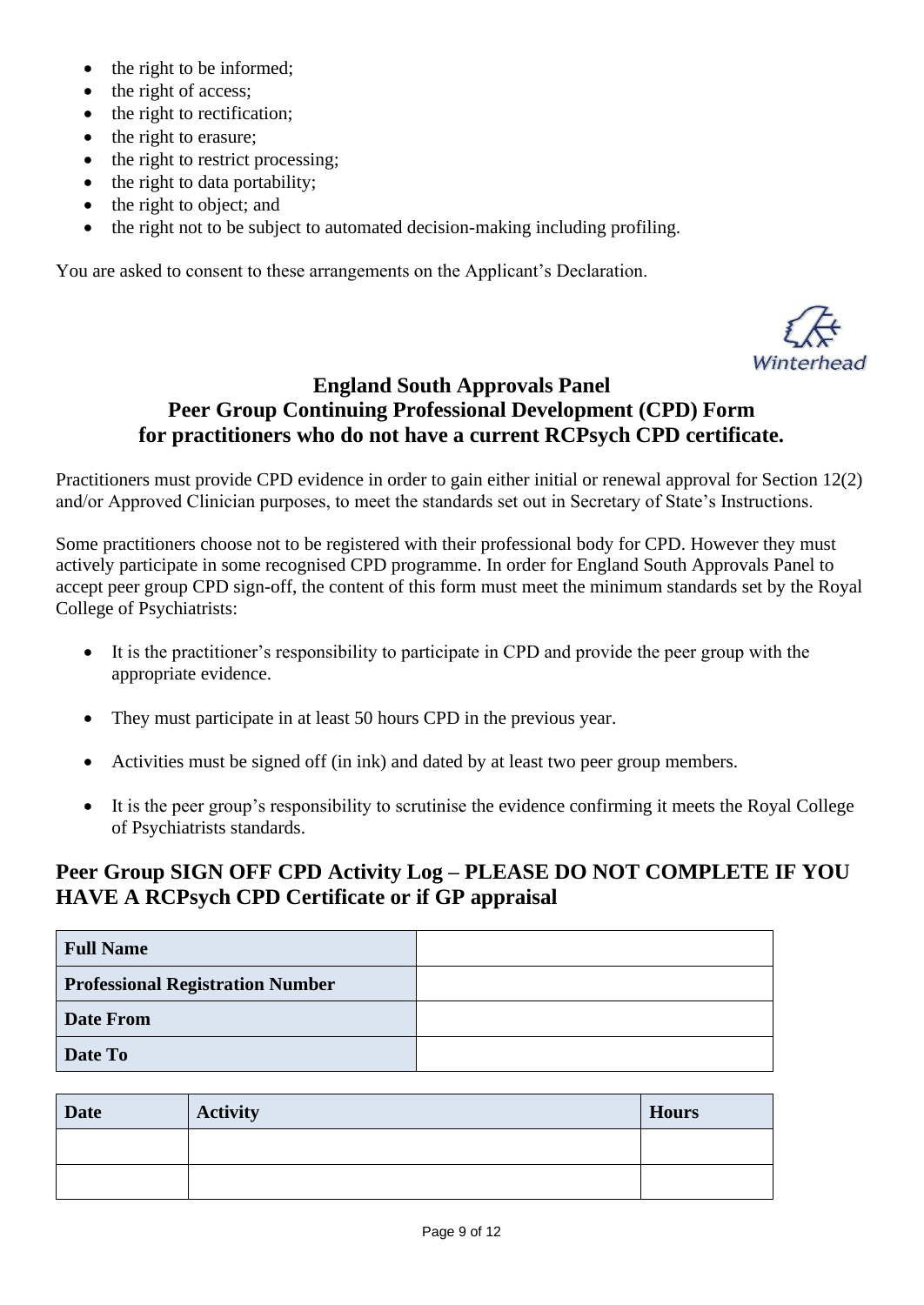- the right to be informed;
- the right of access;
- the right to rectification;
- the right to erasure;
- the right to restrict processing;
- the right to data portability;
- the right to object; and
- the right not to be subject to automated decision-making including profiling.

You are asked to consent to these arrangements on the Applicant's Declaration.

Winterhead

## England South Approvals Panel
## Peer Group Continuing Professional Development (CPD) Form
## for practitioners who do not have a current RCPsych CPD certificate.

Practitioners must provide CPD evidence in order to gain either initial or renewal approval for Section 12(2) and/or Approved Clinician purposes, to meet the standards set out in Secretary of State's Instructions.

Some practitioners choose not to be registered with their professional body for CPD. However they must actively participate in some recognised CPD programme. In order for England South Approvals Panel to accept peer group CPD sign-off, the content of this form must meet the minimum standards set by the Royal College of Psychiatrists:

- It is the practitioner's responsibility to participate in CPD and provide the peer group with the appropriate evidence.
- They must participate in at least 50 hours CPD in the previous year.
- Activities must be signed off (in ink) and dated by at least two peer group members.
- It is the peer group's responsibility to scrutinise the evidence confirming it meets the Royal College of Psychiatrists standards.

## Peer Group SIGN OFF CPD Activity Log – PLEASE DO NOT COMPLETE IF YOU HAVE A RCPsych CPD Certificate or if GP appraisal

| **Full Name** | |
|---|---|
| **Professional Registration Number** | |
| **Date From** | |
| **Date To** | |

| Date | Activity | Hours |
|---|---|---|
| | | |
| | | |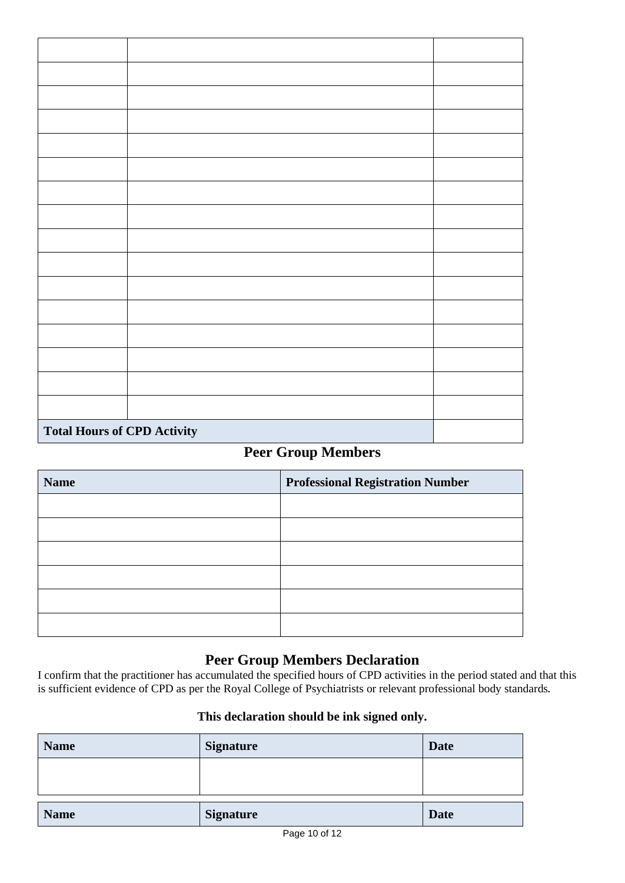| | | |
|---|---|---|
| | | |
| | | |
| | | |
| | | |
| | | |
| | | |
| | | |
| | | |
| | | |
| | | |
| | | |
| | | |
| | | |
| | | |
| | | |
| **Total Hours of CPD Activity** | | |

## Peer Group Members

| **Name** | **Professional Registration Number** |
|---|---|
| | |
| | |
| | |
| | |
| | |
| | |

## Peer Group Members Declaration

I confirm that the practitioner has accumulated the specified hours of CPD activities in the period stated and that this is sufficient evidence of CPD as per the Royal College of Psychiatrists or relevant professional body standards.

**This declaration should be ink signed only.**

| **Name** | **Signature** | **Date** |
|---|---|---|
| | | |

| **Name** | **Signature** | **Date** |
|---|---|---|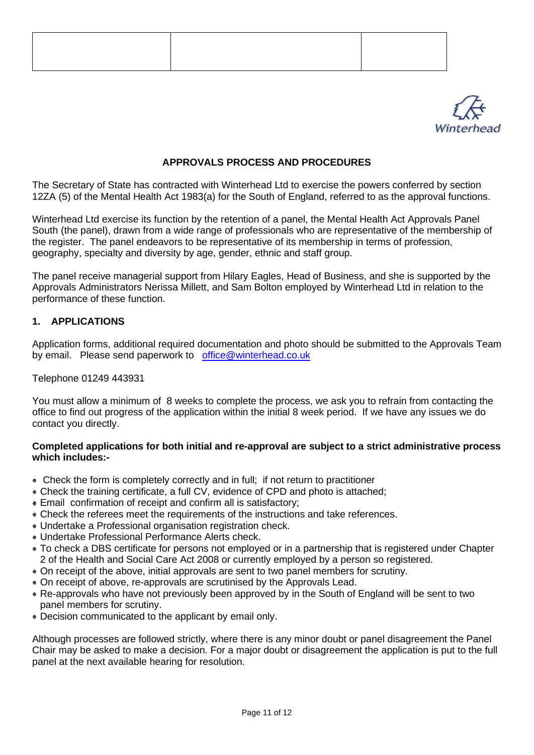| | | |
|---|---|---|
| | | |

Winterhead

## APPROVALS PROCESS AND PROCEDURES

The Secretary of State has contracted with Winterhead Ltd to exercise the powers conferred by section 12ZA (5) of the Mental Health Act 1983(a) for the South of England, referred to as the approval functions.

Winterhead Ltd exercise its function by the retention of a panel, the Mental Health Act Approvals Panel South (the panel), drawn from a wide range of professionals who are representative of the membership of the register. The panel endeavors to be representative of its membership in terms of profession, geography, specialty and diversity by age, gender, ethnic and staff group.

The panel receive managerial support from Hilary Eagles, Head of Business, and she is supported by the Approvals Administrators Nerissa Millett, and Sam Bolton employed by Winterhead Ltd in relation to the performance of these function.

### 1. APPLICATIONS

Application forms, additional required documentation and photo should be submitted to the Approvals Team by email. Please send paperwork to office@winterhead.co.uk

Telephone 01249 443931

You must allow a minimum of 8 weeks to complete the process, we ask you to refrain from contacting the office to find out progress of the application within the initial 8 week period. If we have any issues we do contact you directly.

**Completed applications for both initial and re-approval are subject to a strict administrative process which includes:-**

- Check the form is completely correctly and in full; if not return to practitioner
- Check the training certificate, a full CV, evidence of CPD and photo is attached;
- Email confirmation of receipt and confirm all is satisfactory;
- Check the referees meet the requirements of the instructions and take references.
- Undertake a Professional organisation registration check.
- Undertake Professional Performance Alerts check.
- To check a DBS certificate for persons not employed or in a partnership that is registered under Chapter 2 of the Health and Social Care Act 2008 or currently employed by a person so registered.
- On receipt of the above, initial approvals are sent to two panel members for scrutiny.
- On receipt of above, re-approvals are scrutinised by the Approvals Lead.
- Re-approvals who have not previously been approved by in the South of England will be sent to two panel members for scrutiny.
- Decision communicated to the applicant by email only.

Although processes are followed strictly, where there is any minor doubt or panel disagreement the Panel Chair may be asked to make a decision. For a major doubt or disagreement the application is put to the full panel at the next available hearing for resolution.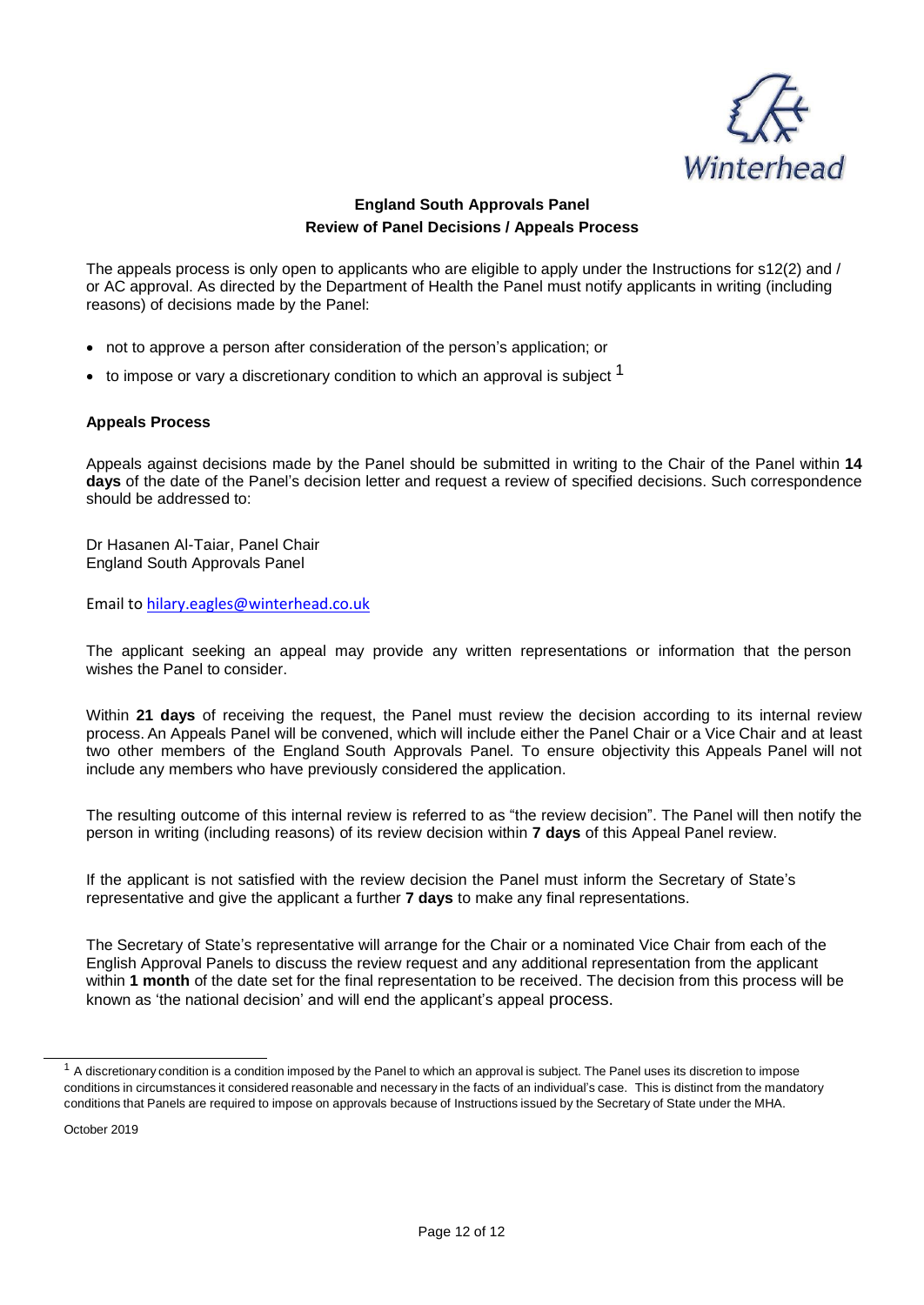## England South Approvals Panel
## Review of Panel Decisions / Appeals Process

The appeals process is only open to applicants who are eligible to apply under the Instructions for s12(2) and / or AC approval. As directed by the Department of Health the Panel must notify applicants in writing (including reasons) of decisions made by the Panel:

- not to approve a person after consideration of the person's application; or
- to impose or vary a discretionary condition to which an approval is subject [1]

### Appeals Process

Appeals against decisions made by the Panel should be submitted in writing to the Chair of the Panel within **14 days** of the date of the Panel's decision letter and request a review of specified decisions. Such correspondence should be addressed to:

Dr Hasanen Al-Taiar, Panel Chair
England South Approvals Panel

Email to hilary.eagles@winterhead.co.uk

The applicant seeking an appeal may provide any written representations or information that the person wishes the Panel to consider.

Within **21 days** of receiving the request, the Panel must review the decision according to its internal review process. An Appeals Panel will be convened, which will include either the Panel Chair or a Vice Chair and at least two other members of the England South Approvals Panel. To ensure objectivity this Appeals Panel will not include any members who have previously considered the application.

The resulting outcome of this internal review is referred to as "the review decision". The Panel will then notify the person in writing (including reasons) of its review decision within **7 days** of this Appeal Panel review.

If the applicant is not satisfied with the review decision the Panel must inform the Secretary of State's representative and give the applicant a further **7 days** to make any final representations.

The Secretary of State's representative will arrange for the Chair or a nominated Vice Chair from each of the English Approval Panels to discuss the review request and any additional representation from the applicant within **1 month** of the date set for the final representation to be received. The decision from this process will be known as 'the national decision' and will end the applicant's appeal process.

---

[1] A discretionary condition is a condition imposed by the Panel to which an approval is subject. The Panel uses its discretion to impose conditions in circumstances it considered reasonable and necessary in the facts of an individual's case. This is distinct from the mandatory conditions that Panels are required to impose on approvals because of Instructions issued by the Secretary of State under the MHA.

October 2019